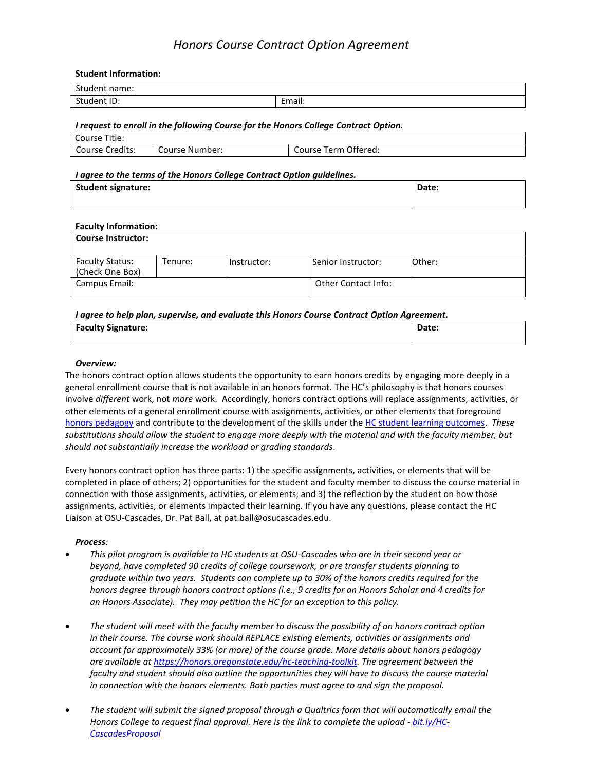# *Honors Course Contract Option Agreement*

**Student Information:**

| Student name: | |
|---|---|
| Student ID: | Email: |

***I request to enroll in the following Course for the Honors College Contract Option.***

| Course Title: | | |
|---|---|---|
| Course Credits: | Course Number: | Course Term Offered: |

***I agree to the terms of the Honors College Contract Option guidelines.***

| **Student signature:** | **Date:** |
|---|---|

**Faculty Information:**

| **Course Instructor:** | | | | |
|---|---|---|---|---|
| Faculty Status: (Check One Box) | Tenure: | Instructor: | Senior Instructor: | Other: |
| Campus Email: | | | Other Contact Info: | |

***I agree to help plan, supervise, and evaluate this Honors Course Contract Option Agreement.***

| **Faculty Signature:** | **Date:** |
|---|---|

***Overview:***

The honors contract option allows students the opportunity to earn honors credits by engaging more deeply in a general enrollment course that is not available in an honors format. The HC's philosophy is that honors courses involve *different* work, not *more* work. Accordingly, honors contract options will replace assignments, activities, or other elements of a general enrollment course with assignments, activities, or other elements that foreground [honors pedagogy](honors pedagogy) and contribute to the development of the skills under the [HC student learning outcomes](HC student learning outcomes). *These substitutions should allow the student to engage more deeply with the material and with the faculty member, but should not substantially increase the workload or grading standards*.

Every honors contract option has three parts: 1) the specific assignments, activities, or elements that will be completed in place of others; 2) opportunities for the student and faculty member to discuss the course material in connection with those assignments, activities, or elements; and 3) the reflection by the student on how those assignments, activities, or elements impacted their learning. If you have any questions, please contact the HC Liaison at OSU-Cascades, Dr. Pat Ball, at pat.ball@osucascades.edu.

***Process:***

- *This pilot program is available to HC students at OSU-Cascades who are in their second year or beyond, have completed 90 credits of college coursework, or are transfer students planning to graduate within two years. Students can complete up to 30% of the honors credits required for the honors degree through honors contract options (i.e., 9 credits for an Honors Scholar and 4 credits for an Honors Associate). They may petition the HC for an exception to this policy.*

- *The student will meet with the faculty member to discuss the possibility of an honors contract option in their course. The course work should REPLACE existing elements, activities or assignments and account for approximately 33% (or more) of the course grade. More details about honors pedagogy are available at [https://honors.oregonstate.edu/hc-teaching-toolkit](https://honors.oregonstate.edu/hc-teaching-toolkit). The agreement between the faculty and student should also outline the opportunities they will have to discuss the course material in connection with the honors elements. Both parties must agree to and sign the proposal.*

- *The student will submit the signed proposal through a Qualtrics form that will automatically email the Honors College to request final approval. Here is the link to complete the upload - [bit.ly/HC-CascadesProposal](bit.ly/HC-CascadesProposal)*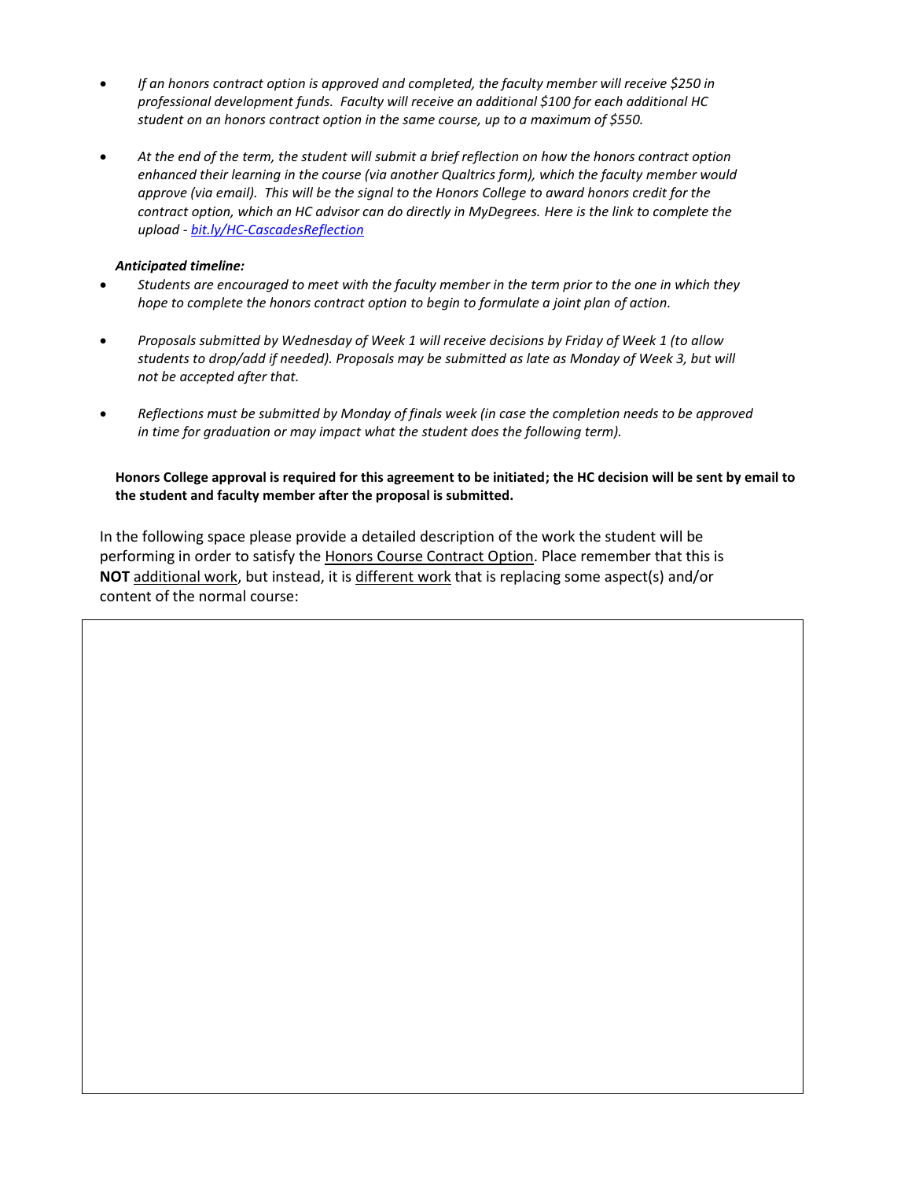- *If an honors contract option is approved and completed, the faculty member will receive $250 in professional development funds. Faculty will receive an additional $100 for each additional HC student on an honors contract option in the same course, up to a maximum of $550.*

- *At the end of the term, the student will submit a brief reflection on how the honors contract option enhanced their learning in the course (via another Qualtrics form), which the faculty member would approve (via email). This will be the signal to the Honors College to award honors credit for the contract option, which an HC advisor can do directly in MyDegrees. Here is the link to complete the upload - [bit.ly/HC-CascadesReflection](bit.ly/HC-CascadesReflection)*

***Anticipated timeline:***

- *Students are encouraged to meet with the faculty member in the term prior to the one in which they hope to complete the honors contract option to begin to formulate a joint plan of action.*

- *Proposals submitted by Wednesday of Week 1 will receive decisions by Friday of Week 1 (to allow students to drop/add if needed). Proposals may be submitted as late as Monday of Week 3, but will not be accepted after that.*

- *Reflections must be submitted by Monday of finals week (in case the completion needs to be approved in time for graduation or may impact what the student does the following term).*

**Honors College approval is required for this agreement to be initiated; the HC decision will be sent by email to the student and faculty member after the proposal is submitted.**

In the following space please provide a detailed description of the work the student will be performing in order to satisfy the Honors Course Contract Option. Place remember that this is **NOT** additional work, but instead, it is different work that is replacing some aspect(s) and/or content of the normal course:

| |
|---|
| |